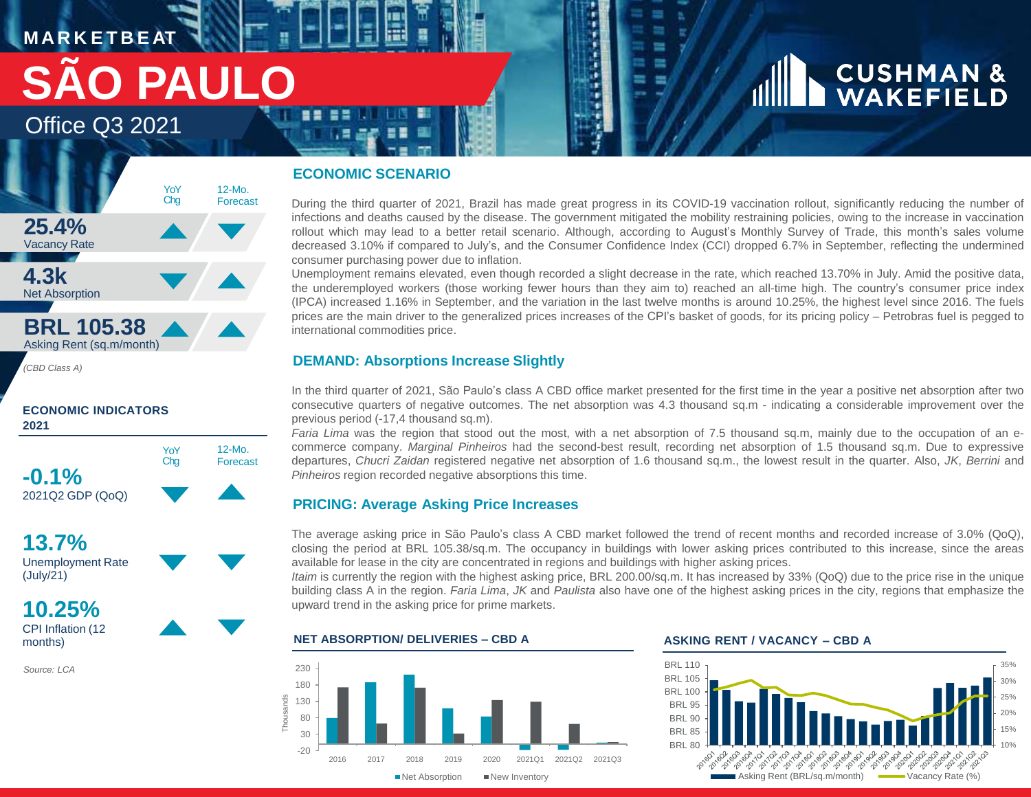MARKETBEAT

# SÃO PAULO

## Office Q3 2021

| | YoY Chg | 12-Mo. Forecast |
|---|---|---|
| **25.4%** Vacancy Rate | ▲ | ▼ |
| **4.3k** Net Absorption | ▼ | ▲ |
| **BRL 105.38** Asking Rent (sq.m/month) | ▲ | ▲ |

*(CBD Class A)*

**ECONOMIC INDICATORS 2021**

| | YoY Chg | 12-Mo. Forecast |
|---|---|---|
| **-0.1%** 2021Q2 GDP (QoQ) | ▼ | ▲ |
| **13.7%** Unemployment Rate (July/21) | ▼ | ▼ |
| **10.25%** CPI Inflation (12 months) | ▲ | ▼ |

*Source: LCA*

## ECONOMIC SCENARIO

During the third quarter of 2021, Brazil has made great progress in its COVID-19 vaccination rollout, significantly reducing the number of infections and deaths caused by the disease. The government mitigated the mobility restraining policies, owing to the increase in vaccination rollout which may lead to a better retail scenario. Although, according to August's Monthly Survey of Trade, this month's sales volume decreased 3.10% if compared to July's, and the Consumer Confidence Index (CCI) dropped 6.7% in September, reflecting the undermined consumer purchasing power due to inflation.

Unemployment remains elevated, even though recorded a slight decrease in the rate, which reached 13.70% in July. Amid the positive data, the underemployed workers (those working fewer hours than they aim to) reached an all-time high. The country's consumer price index (IPCA) increased 1.16% in September, and the variation in the last twelve months is around 10.25%, the highest level since 2016. The fuels prices are the main driver to the generalized prices increases of the CPI's basket of goods, for its pricing policy – Petrobras fuel is pegged to international commodities price.

## DEMAND: Absorptions Increase Slightly

In the third quarter of 2021, São Paulo's class A CBD office market presented for the first time in the year a positive net absorption after two consecutive quarters of negative outcomes. The net absorption was 4.3 thousand sq.m - indicating a considerable improvement over the previous period (-17,4 thousand sq.m).

*Faria Lima* was the region that stood out the most, with a net absorption of 7.5 thousand sq.m, mainly due to the occupation of an e-commerce company. *Marginal Pinheiros* had the second-best result, recording net absorption of 1.5 thousand sq.m. Due to expressive departures, *Chucri Zaidan* registered negative net absorption of 1.6 thousand sq.m., the lowest result in the quarter. Also, *JK*, *Berrini* and *Pinheiros* region recorded negative absorptions this time.

## PRICING: Average Asking Price Increases

The average asking price in São Paulo's class A CBD market followed the trend of recent months and recorded increase of 3.0% (QoQ), closing the period at BRL 105.38/sq.m. The occupancy in buildings with lower asking prices contributed to this increase, since the areas available for lease in the city are concentrated in regions and buildings with higher asking prices.

*Itaim* is currently the region with the highest asking price, BRL 200.00/sq.m. It has increased by 33% (QoQ) due to the price rise in the unique building class A in the region. *Faria Lima*, *JK* and *Paulista* also have one of the highest asking prices in the city, regions that emphasize the upward trend in the asking price for prime markets.

**NET ABSORPTION/ DELIVERIES – CBD A**

**ASKING RENT / VACANCY – CBD A**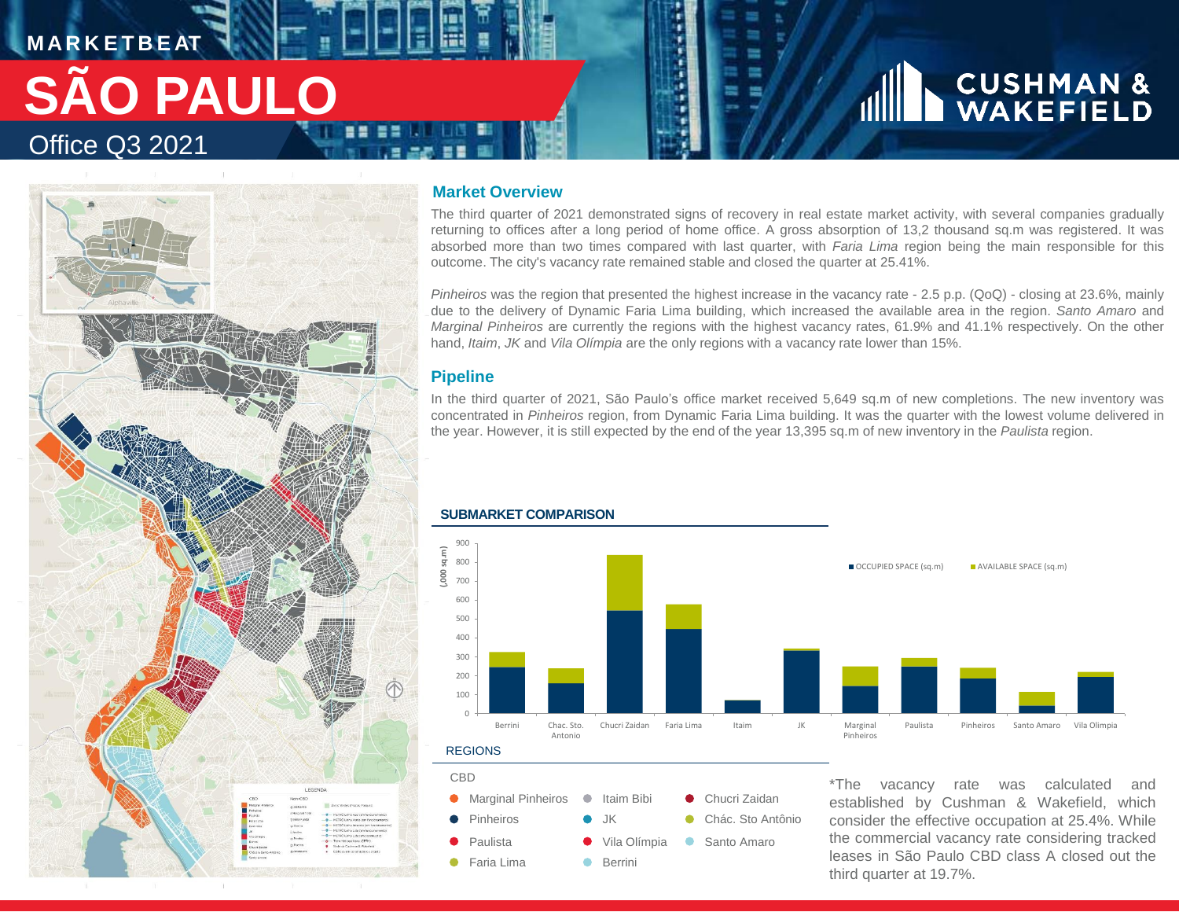MARKETBEAT

# SÃO PAULO

Office Q3 2021

## Market Overview

The third quarter of 2021 demonstrated signs of recovery in real estate market activity, with several companies gradually returning to offices after a long period of home office. A gross absorption of 13,2 thousand sq.m was registered. It was absorbed more than two times compared with last quarter, with *Faria Lima* region being the main responsible for this outcome. The city's vacancy rate remained stable and closed the quarter at 25.41%.

*Pinheiros* was the region that presented the highest increase in the vacancy rate - 2.5 p.p. (QoQ) - closing at 23.6%, mainly due to the delivery of Dynamic Faria Lima building, which increased the available area in the region. *Santo Amaro* and *Marginal Pinheiros* are currently the regions with the highest vacancy rates, 61.9% and 41.1% respectively. On the other hand, *Itaim*, *JK* and *Vila Olímpia* are the only regions with a vacancy rate lower than 15%.

## Pipeline

In the third quarter of 2021, São Paulo's office market received 5,649 sq.m of new completions. The new inventory was concentrated in *Pinheiros* region, from Dynamic Faria Lima building. It was the quarter with the lowest volume delivered in the year. However, it is still expected by the end of the year 13,395 sq.m of new inventory in the *Paulista* region.

### SUBMARKET COMPARISON

(000 sq.m)

| Submarket | OCCUPIED SPACE (sq.m) | AVAILABLE SPACE (sq.m) |
|---|---|---|
| Berrini | ~245 | ~80 |
| Chac. Sto. Antonio | ~160 | ~80 |
| Chucri Zaidan | ~545 | ~290 |
| Faria Lima | ~450 | ~125 |
| Itaim | ~70 | ~3 |
| JK | ~335 | ~10 |
| Marginal Pinheiros | ~145 | ~105 |
| Paulista | ~250 | ~45 |
| Pinheiros | ~185 | ~55 |
| Santo Amaro | ~45 | ~70 |
| Vila Olimpia | ~195 | ~25 |

### REGIONS

CBD

- Marginal Pinheiros
- Pinheiros
- Paulista
- Faria Lima
- Itaim Bibi
- JK
- Vila Olímpia
- Berrini
- Chucri Zaidan
- Chác. Sto Antônio
- Santo Amaro

*The vacancy rate was calculated and established by Cushman & Wakefield, which consider the effective occupation at 25.4%. While the commercial vacancy rate considering tracked leases in São Paulo CBD class A closed out the third quarter at 19.7%.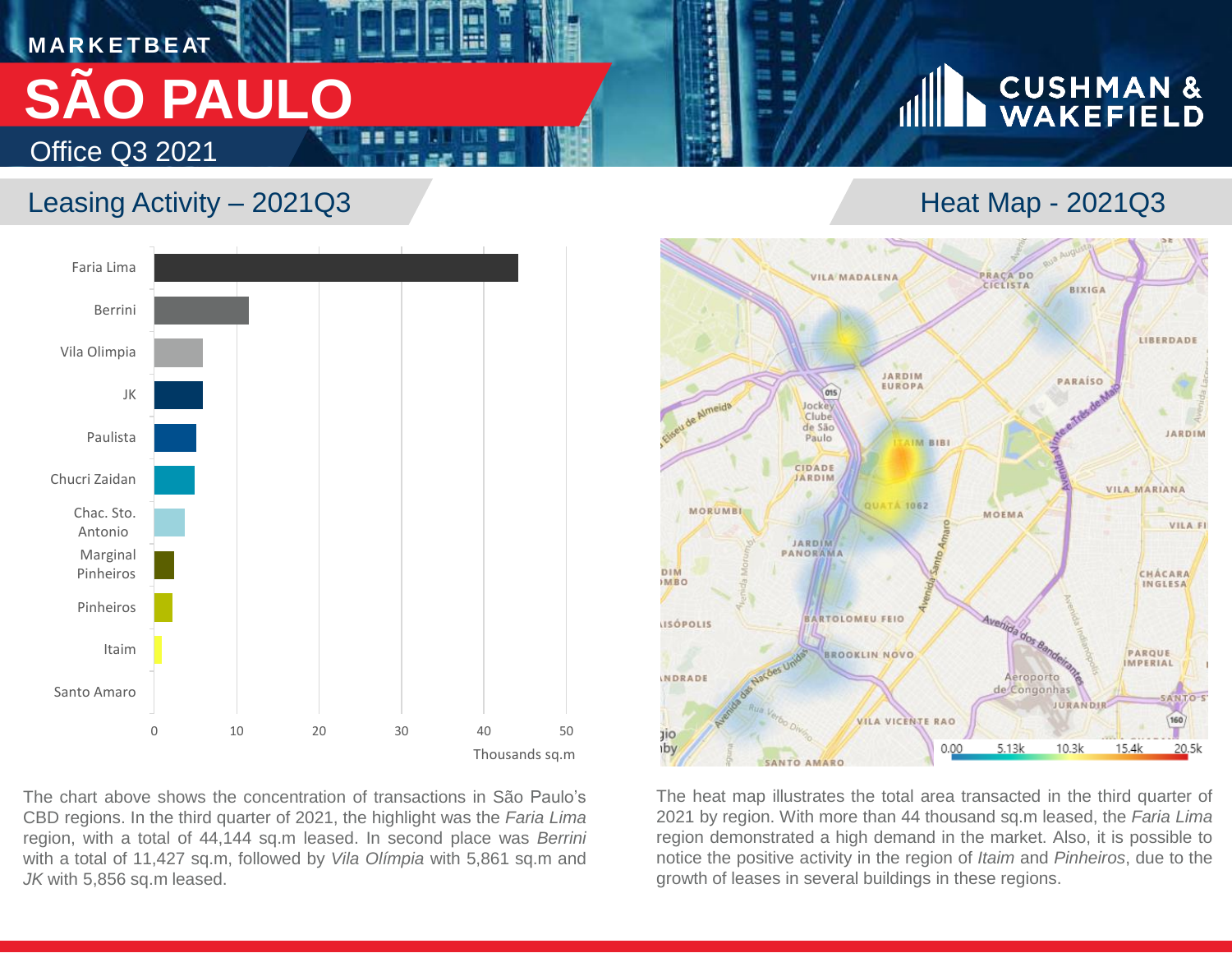MARKETBEAT

# SÃO PAULO

Office Q3 2021

## Leasing Activity – 2021Q3

| Region | Thousands sq.m |
| --- | --- |
| Faria Lima | 44.1 |
| Berrini | 11.4 |
| Vila Olimpia | 5.9 |
| JK | 5.9 |
| Paulista | ~5 |
| Chucri Zaidan | ~5 |
| Chac. Sto. Antonio | ~4 |
| Marginal Pinheiros | ~2 |
| Pinheiros | ~2 |
| Itaim | ~1 |
| Santo Amaro | ~0 |

The chart above shows the concentration of transactions in São Paulo's CBD regions. In the third quarter of 2021, the highlight was the *Faria Lima* region, with a total of 44,144 sq.m leased. In second place was *Berrini* with a total of 11,427 sq.m, followed by *Vila Olímpia* with 5,861 sq.m and *JK* with 5,856 sq.m leased.

## Heat Map - 2021Q3

The heat map illustrates the total area transacted in the third quarter of 2021 by region. With more than 44 thousand sq.m leased, the *Faria Lima* region demonstrated a high demand in the market. Also, it is possible to notice the positive activity in the region of *Itaim* and *Pinheiros*, due to the growth of leases in several buildings in these regions.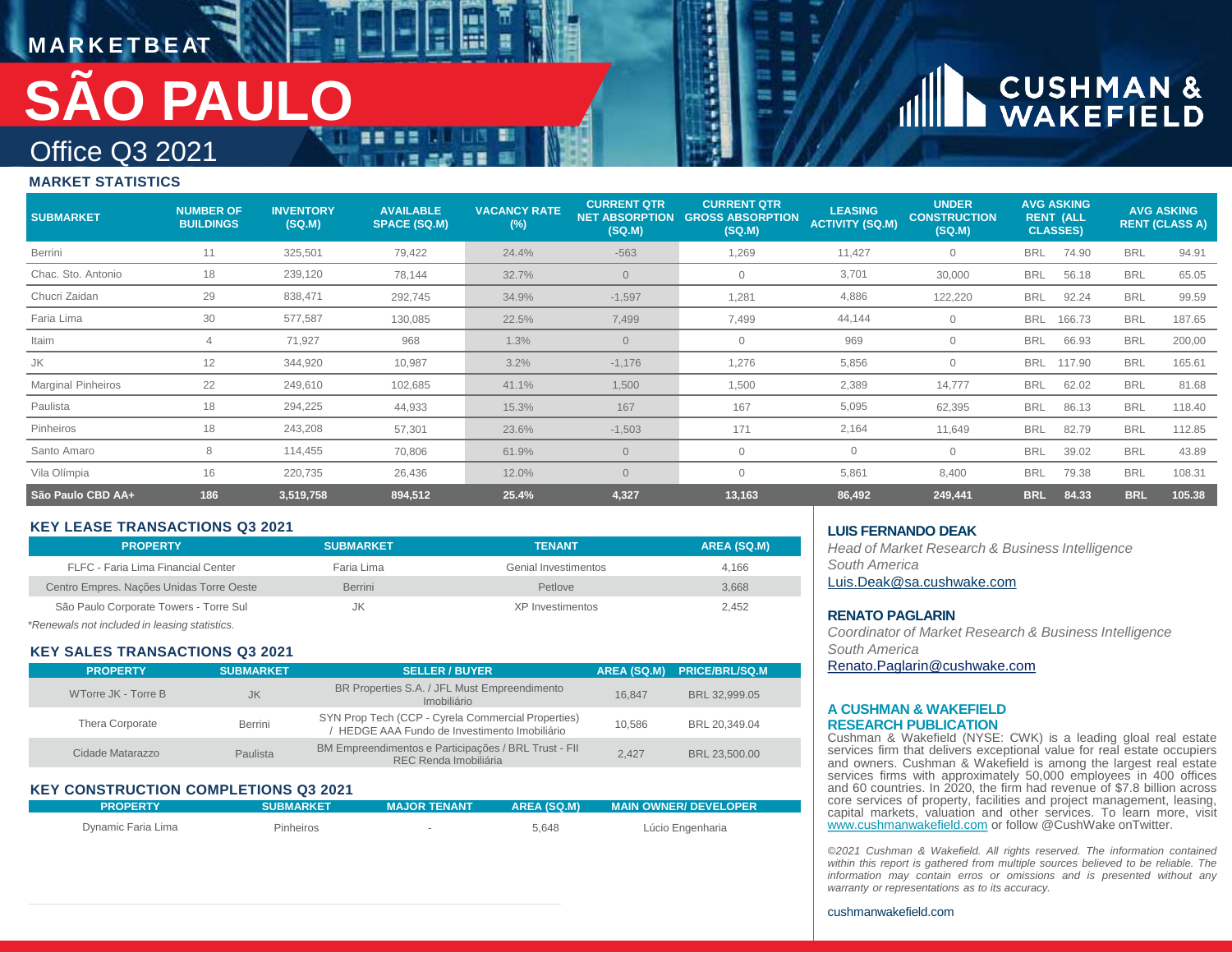MARKETBEAT

# SÃO PAULO

Office Q3 2021

CUSHMAN & WAKEFIELD

## MARKET STATISTICS

| SUBMARKET | NUMBER OF BUILDINGS | INVENTORY (SQ.M) | AVAILABLE SPACE (SQ.M) | VACANCY RATE (%) | CURRENT QTR NET ABSORPTION (SQ.M) | CURRENT QTR GROSS ABSORPTION (SQ.M) | LEASING ACTIVITY (SQ.M) | UNDER CONSTRUCTION (SQ.M) | AVG ASKING RENT (ALL CLASSES) | AVG ASKING RENT (CLASS A) |
|---|---|---|---|---|---|---|---|---|---|---|
| Berrini | 11 | 325,501 | 79,422 | 24.4% | -563 | 1,269 | 11,427 | 0 | BRL 74.90 | BRL 94.91 |
| Chac. Sto. Antonio | 18 | 239,120 | 78,144 | 32.7% | 0 | 0 | 3,701 | 30,000 | BRL 56.18 | BRL 65.05 |
| Chucri Zaidan | 29 | 838,471 | 292,745 | 34.9% | -1,597 | 1,281 | 4,886 | 122,220 | BRL 92.24 | BRL 99.59 |
| Faria Lima | 30 | 577,587 | 130,085 | 22.5% | 7,499 | 7,499 | 44,144 | 0 | BRL 166.73 | BRL 187.65 |
| Itaim | 4 | 71,927 | 968 | 1.3% | 0 | 0 | 969 | 0 | BRL 66.93 | BRL 200,00 |
| JK | 12 | 344,920 | 10,987 | 3.2% | -1,176 | 1,276 | 5,856 | 0 | BRL 117.90 | BRL 165.61 |
| Marginal Pinheiros | 22 | 249,610 | 102,685 | 41.1% | 1,500 | 1,500 | 2,389 | 14,777 | BRL 62.02 | BRL 81.68 |
| Paulista | 18 | 294,225 | 44,933 | 15.3% | 167 | 167 | 5,095 | 62,395 | BRL 86.13 | BRL 118.40 |
| Pinheiros | 18 | 243,208 | 57,301 | 23.6% | -1,503 | 171 | 2,164 | 11,649 | BRL 82.79 | BRL 112.85 |
| Santo Amaro | 8 | 114,455 | 70,806 | 61.9% | 0 | 0 | 0 | 0 | BRL 39.02 | BRL 43.89 |
| Vila Olímpia | 16 | 220,735 | 26,436 | 12.0% | 0 | 0 | 5,861 | 8,400 | BRL 79.38 | BRL 108.31 |
| **São Paulo CBD AA+** | **186** | **3,519,758** | **894,512** | **25.4%** | **4,327** | **13,163** | **86,492** | **249,441** | **BRL 84.33** | **BRL 105.38** |

## KEY LEASE TRANSACTIONS Q3 2021

| PROPERTY | SUBMARKET | TENANT | AREA (SQ.M) |
|---|---|---|---|
| FLFC - Faria Lima Financial Center | Faria Lima | Genial Investimentos | 4,166 |
| Centro Empres. Nações Unidas Torre Oeste | Berrini | Petlove | 3,668 |
| São Paulo Corporate Towers - Torre Sul | JK | XP Investimentos | 2,452 |

*Renewals not included in leasing statistics.*

## KEY SALES TRANSACTIONS Q3 2021

| PROPERTY | SUBMARKET | SELLER / BUYER | AREA (SQ.M) | PRICE/BRL/SQ.M |
|---|---|---|---|---|
| WTorre JK - Torre B | JK | BR Properties S.A. / JFL Must Empreendimento Imobiliário | 16,847 | BRL 32,999.05 |
| Thera Corporate | Berrini | SYN Prop Tech (CCP - Cyrela Commercial Properties) / HEDGE AAA Fundo de Investimento Imobiliário | 10,586 | BRL 20,349.04 |
| Cidade Matarazzo | Paulista | BM Empreendimentos e Participações / BRL Trust - FII REC Renda Imobiliária | 2,427 | BRL 23,500.00 |

## KEY CONSTRUCTION COMPLETIONS Q3 2021

| PROPERTY | SUBMARKET | MAJOR TENANT | AREA (SQ.M) | MAIN OWNER/ DEVELOPER |
|---|---|---|---|---|
| Dynamic Faria Lima | Pinheiros | - | 5,648 | Lúcio Engenharia |

**LUIS FERNANDO DEAK**

*Head of Market Research & Business Intelligence*
*South America*
Luis.Deak@sa.cushwake.com

**RENATO PAGLARIN**

*Coordinator of Market Research & Business Intelligence*
*South America*
Renato.Paglarin@cushwake.com

**A CUSHMAN & WAKEFIELD RESEARCH PUBLICATION**

Cushman & Wakefield (NYSE: CWK) is a leading gloal real estate services firm that delivers exceptional value for real estate occupiers and owners. Cushman & Wakefield is among the largest real estate services firms with approximately 50,000 employees in 400 offices and 60 countries. In 2020, the firm had revenue of $7.8 billion across core services of property, facilities and project management, leasing, capital markets, valuation and other services. To learn more, visit www.cushmanwakefield.com or follow @CushWake onTwitter.

*©2021 Cushman & Wakefield. All rights reserved. The information contained within this report is gathered from multiple sources believed to be reliable. The information may contain erros or omissions and is presented without any warranty or representations as to its accuracy.*

cushmanwakefield.com